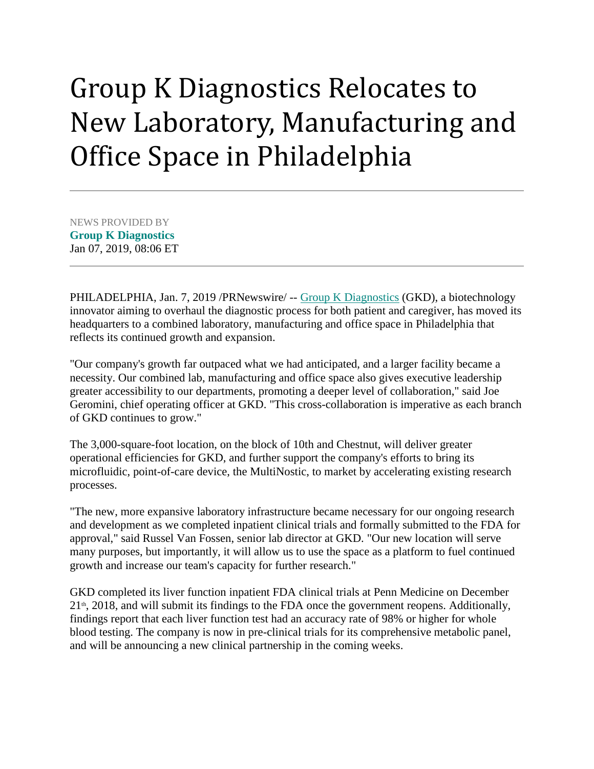# Group K Diagnostics Relocates to New Laboratory, Manufacturing and Office Space in Philadelphia

NEWS PROVIDED BY
**Group K Diagnostics**
Jan 07, 2019, 08:06 ET

PHILADELPHIA, Jan. 7, 2019 /PRNewswire/ -- Group K Diagnostics (GKD), a biotechnology innovator aiming to overhaul the diagnostic process for both patient and caregiver, has moved its headquarters to a combined laboratory, manufacturing and office space in Philadelphia that reflects its continued growth and expansion.

"Our company's growth far outpaced what we had anticipated, and a larger facility became a necessity. Our combined lab, manufacturing and office space also gives executive leadership greater accessibility to our departments, promoting a deeper level of collaboration," said Joe Geromini, chief operating officer at GKD. "This cross-collaboration is imperative as each branch of GKD continues to grow."

The 3,000-square-foot location, on the block of 10th and Chestnut, will deliver greater operational efficiencies for GKD, and further support the company's efforts to bring its microfluidic, point-of-care device, the MultiNostic, to market by accelerating existing research processes.

"The new, more expansive laboratory infrastructure became necessary for our ongoing research and development as we completed inpatient clinical trials and formally submitted to the FDA for approval," said Russel Van Fossen, senior lab director at GKD. "Our new location will serve many purposes, but importantly, it will allow us to use the space as a platform to fuel continued growth and increase our team's capacity for further research."

GKD completed its liver function inpatient FDA clinical trials at Penn Medicine on December 21st, 2018, and will submit its findings to the FDA once the government reopens. Additionally, findings report that each liver function test had an accuracy rate of 98% or higher for whole blood testing. The company is now in pre-clinical trials for its comprehensive metabolic panel, and will be announcing a new clinical partnership in the coming weeks.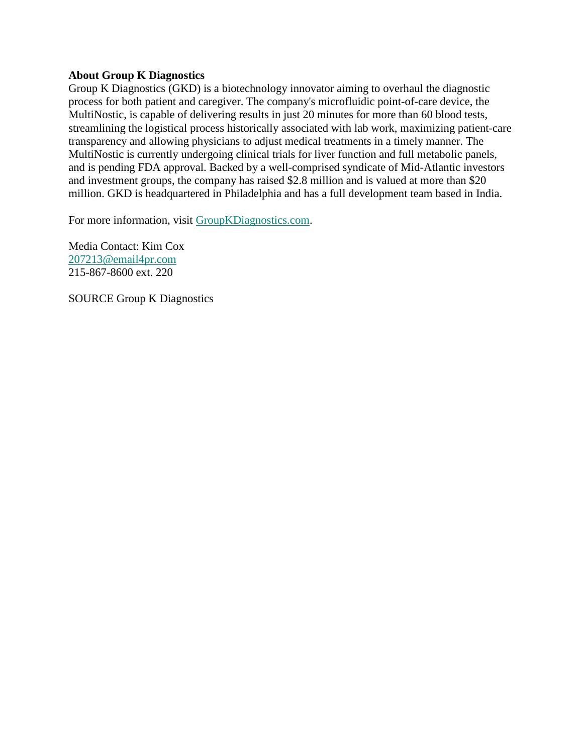**About Group K Diagnostics**
Group K Diagnostics (GKD) is a biotechnology innovator aiming to overhaul the diagnostic process for both patient and caregiver. The company's microfluidic point-of-care device, the MultiNostic, is capable of delivering results in just 20 minutes for more than 60 blood tests, streamlining the logistical process historically associated with lab work, maximizing patient-care transparency and allowing physicians to adjust medical treatments in a timely manner. The MultiNostic is currently undergoing clinical trials for liver function and full metabolic panels, and is pending FDA approval. Backed by a well-comprised syndicate of Mid-Atlantic investors and investment groups, the company has raised $2.8 million and is valued at more than $20 million. GKD is headquartered in Philadelphia and has a full development team based in India.

For more information, visit [GroupKDiagnostics.com](http://GroupKDiagnostics.com).

Media Contact: Kim Cox
[207213@email4pr.com](mailto:207213@email4pr.com)
215-867-8600 ext. 220

SOURCE Group K Diagnostics